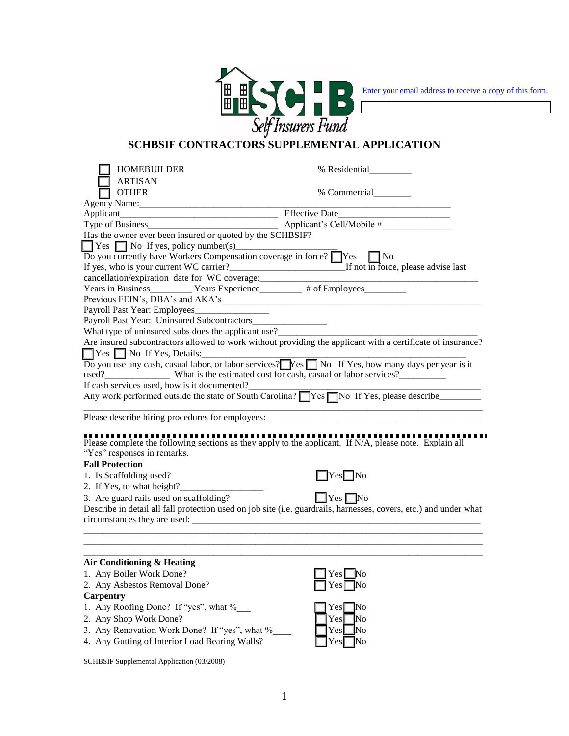SCHB Self Insurers Fund

Enter your email address to receive a copy of this form.

# SCHBSIF CONTRACTORS SUPPLEMENTAL APPLICATION

☐ HOMEBUILDER  % Residential_________
☐ ARTISAN
☐ OTHER  % Commercial________

Agency Name:_______________________________________________________________

Applicant_________________________________ Effective Date_______________________

Type of Business___________________________ Applicant's Cell/Mobile #______________

Has the owner ever been insured or quoted by the SCHBSIF?
☐ Yes ☐ No If yes, policy number(s)_____________________

Do you currently have Workers Compensation coverage in force? ☐ Yes ☐ No

If yes, who is your current WC carrier?________________________If not in force, please advise last cancellation/expiration date for WC coverage:_____________________________________________

Years in Business_________ Years Experience_________ # of Employees_________

Previous FEIN's, DBA's and AKA's_______________________________________________________

Payroll Past Year: Employees________________

Payroll Past Year: Uninsured Subcontractors________________

What type of uninsured subs does the applicant use?__________________________________________

Are insured subcontractors allowed to work without providing the applicant with a certificate of insurance?
☐ Yes ☐ No If Yes, Details:_____________________________________________________

Do you use any cash, casual labor, or labor services? ☐ Yes ☐ No If Yes, how many days per year is it used?______________ What is the estimated cost for cash, casual or labor services?__________

If cash services used, how is it documented?___________________________________________

Any work performed outside the state of South Carolina? ☐ Yes ☐ No If Yes, please describe_________
_____________________________________________________________________________

Please describe hiring procedures for employees:_______________________________________________

---

Please complete the following sections as they apply to the applicant. If N/A, please note. Explain all "Yes" responses in remarks.

**Fall Protection**

1. Is Scaffolding used? ☐ Yes ☐ No
2. If Yes, to what height?_________________
3. Are guard rails used on scaffolding? ☐ Yes ☐ No

Describe in detail all fall protection used on job site (i.e. guardrails, harnesses, covers, etc.) and under what circumstances they are used: _____________________________________________________________
_____________________________________________________________________________
_____________________________________________________________________________
_____________________________________________________________________________

**Air Conditioning & Heating**

1. Any Boiler Work Done? ☐ Yes ☐ No
2. Any Asbestos Removal Done? ☐ Yes ☐ No

**Carpentry**

1. Any Roofing Done? If "yes", what %___ ☐ Yes ☐ No
2. Any Shop Work Done? ☐ Yes ☐ No
3. Any Renovation Work Done? If "yes", what %____ ☐ Yes ☐ No
4. Any Gutting of Interior Load Bearing Walls? ☐ Yes ☐ No

SCHBSIF Supplemental Application (03/2008)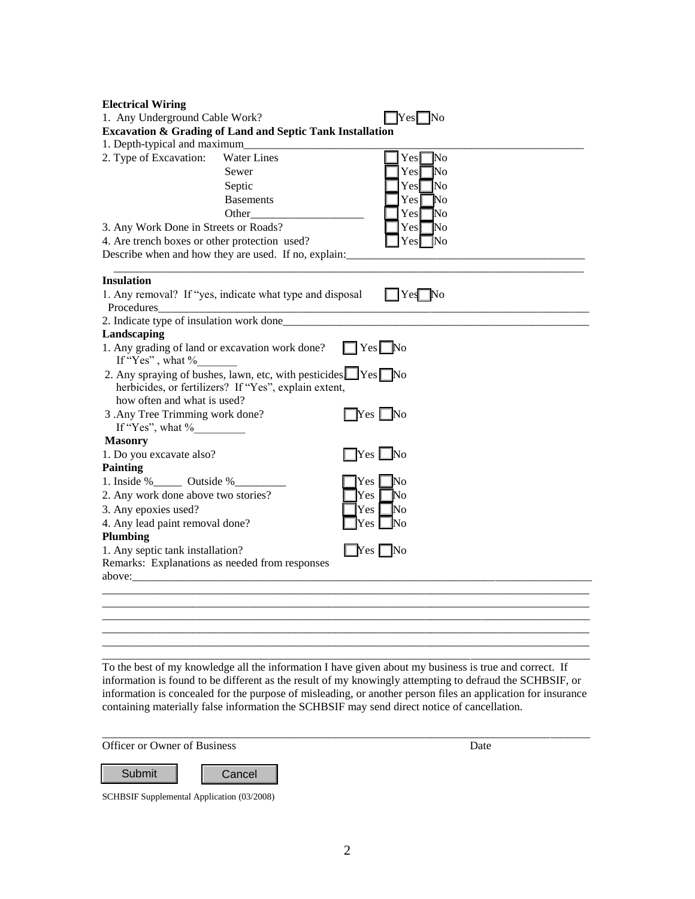**Electrical Wiring**

1. Any Underground Cable Work? ☐ Yes ☐ No

**Excavation & Grading of Land and Septic Tank Installation**

1. Depth-typical and maximum_______________________________________________

2. Type of Excavation:
   - Water Lines ☐ Yes ☐ No
   - Sewer ☐ Yes ☐ No
   - Septic ☐ Yes ☐ No
   - Basements ☐ Yes ☐ No
   - Other____________________ ☐ Yes ☐ No

3. Any Work Done in Streets or Roads? ☐ Yes ☐ No

4. Are trench boxes or other protection used? ☐ Yes ☐ No

Describe when and how they are used. If no, explain:_________________________________________

_____________________________________________________________________________

**Insulation**

1. Any removal? If "yes, indicate what type and disposal ☐ Yes ☐ No
   Procedures_____________________________________________________________________

2. Indicate type of insulation work done____________________________________________

**Landscaping**

1. Any grading of land or excavation work done? ☐ Yes ☐ No
   If "Yes" , what %_______

2. Any spraying of bushes, lawn, etc, with pesticides, ☐ Yes ☐ No
   herbicides, or fertilizers? If "Yes", explain extent,
   how often and what is used?

3 .Any Tree Trimming work done? ☐ Yes ☐ No
   If "Yes", what %_________

**Masonry**

1. Do you excavate also? ☐ Yes ☐ No

**Painting**

1. Inside %_____ Outside %_________ ☐ Yes ☐ No

2. Any work done above two stories? ☐ Yes ☐ No

3. Any epoxies used? ☐ Yes ☐ No

4. Any lead paint removal done? ☐ Yes ☐ No

**Plumbing**

1. Any septic tank installation? ☐ Yes ☐ No

Remarks: Explanations as needed from responses
above:_______________________________________________________________________

_____________________________________________________________________________

_____________________________________________________________________________

_____________________________________________________________________________

_____________________________________________________________________________

_____________________________________________________________________________

_____________________________________________________________________________

To the best of my knowledge all the information I have given about my business is true and correct. If information is found to be different as the result of my knowingly attempting to defraud the SCHBSIF, or information is concealed for the purpose of misleading, or another person files an application for insurance containing materially false information the SCHBSIF may send direct notice of cancellation.

_____________________________________________________________________________

Officer or Owner of Business                                                                 Date

Submit    Cancel

SCHBSIF Supplemental Application (03/2008)